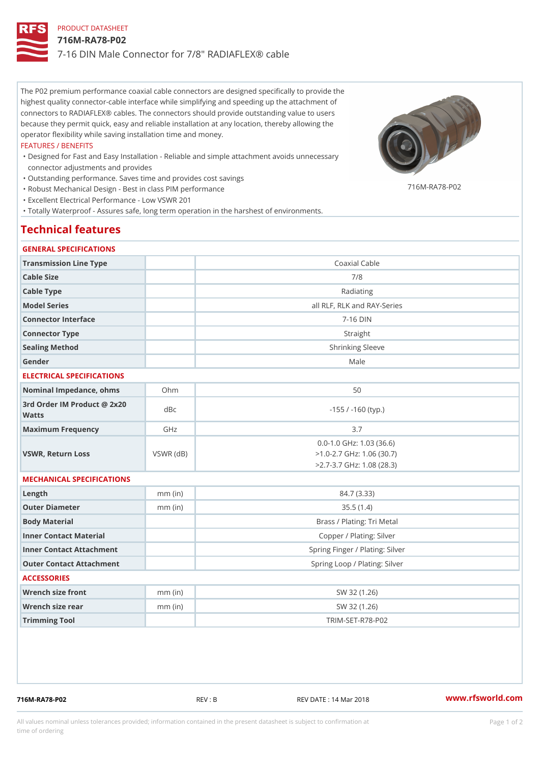PRODUCT DATASHEET

# 716M-RA78-P02

7-16 DIN Male Connector for 7/8" RADIAFLEX® cable

The P02 premium performance coaxial cable connectors are designed specifically to provide the highest quality connector-cable interface while simplifying and speeding up the attachment of connectors to RADIAFLEX® cables. The connectors should provide outstanding value to users because they permit quick, easy and reliable installation at any location, thereby allowing the operator flexibility while saving installation time and money.

FEATURES / BENEFITS

- Designed for Fast and Easy Installation - Reliable and simple attachment avoids unnecessary connector adjustments and provides
- Outstanding performance. Saves time and provides cost savings
- Robust Mechanical Design - Best in class PIM performance
- Excellent Electrical Performance - Low VSWR 201
- Totally Waterproof - Assures safe, long term operation in the harshest of environments.

716M-RA78-P02

## Technical features

### GENERAL SPECIFICATIONS

| | | |
|---|---|---|
| Transmission Line Type | | Coaxial Cable |
| Cable Size | | 7/8 |
| Cable Type | | Radiating |
| Model Series | | all RLF, RLK and RAY-Series |
| Connector Interface | | 7-16 DIN |
| Connector Type | | Straight |
| Sealing Method | | Shrinking Sleeve |
| Gender | | Male |

### ELECTRICAL SPECIFICATIONS

| | | |
|---|---|---|
| Nominal Impedance, ohms | Ohm | 50 |
| 3rd Order IM Product @ 2x20 Watts | dBc | -155 / -160 (typ.) |
| Maximum Frequency | GHz | 3.7 |
| VSWR, Return Loss | VSWR (dB) | 0.0-1.0 GHz: 1.03 (36.6)<br>>1.0-2.7 GHz: 1.06 (30.7)<br>>2.7-3.7 GHz: 1.08 (28.3) |

### MECHANICAL SPECIFICATIONS

| | | |
|---|---|---|
| Length | mm (in) | 84.7 (3.33) |
| Outer Diameter | mm (in) | 35.5 (1.4) |
| Body Material | | Brass / Plating: Tri Metal |
| Inner Contact Material | | Copper / Plating: Silver |
| Inner Contact Attachment | | Spring Finger / Plating: Silver |
| Outer Contact Attachment | | Spring Loop / Plating: Silver |

### ACCESSORIES

| | | |
|---|---|---|
| Wrench size front | mm (in) | SW 32 (1.26) |
| Wrench size rear | mm (in) | SW 32 (1.26) |
| Trimming Tool | | TRIM-SET-R78-P02 |

716M-RA78-P02 REV : B REV DATE : 14 Mar 2018 www.rfsworld.com

All values nominal unless tolerances provided; information contained in the present datasheet is subject to confirmation at time of ordering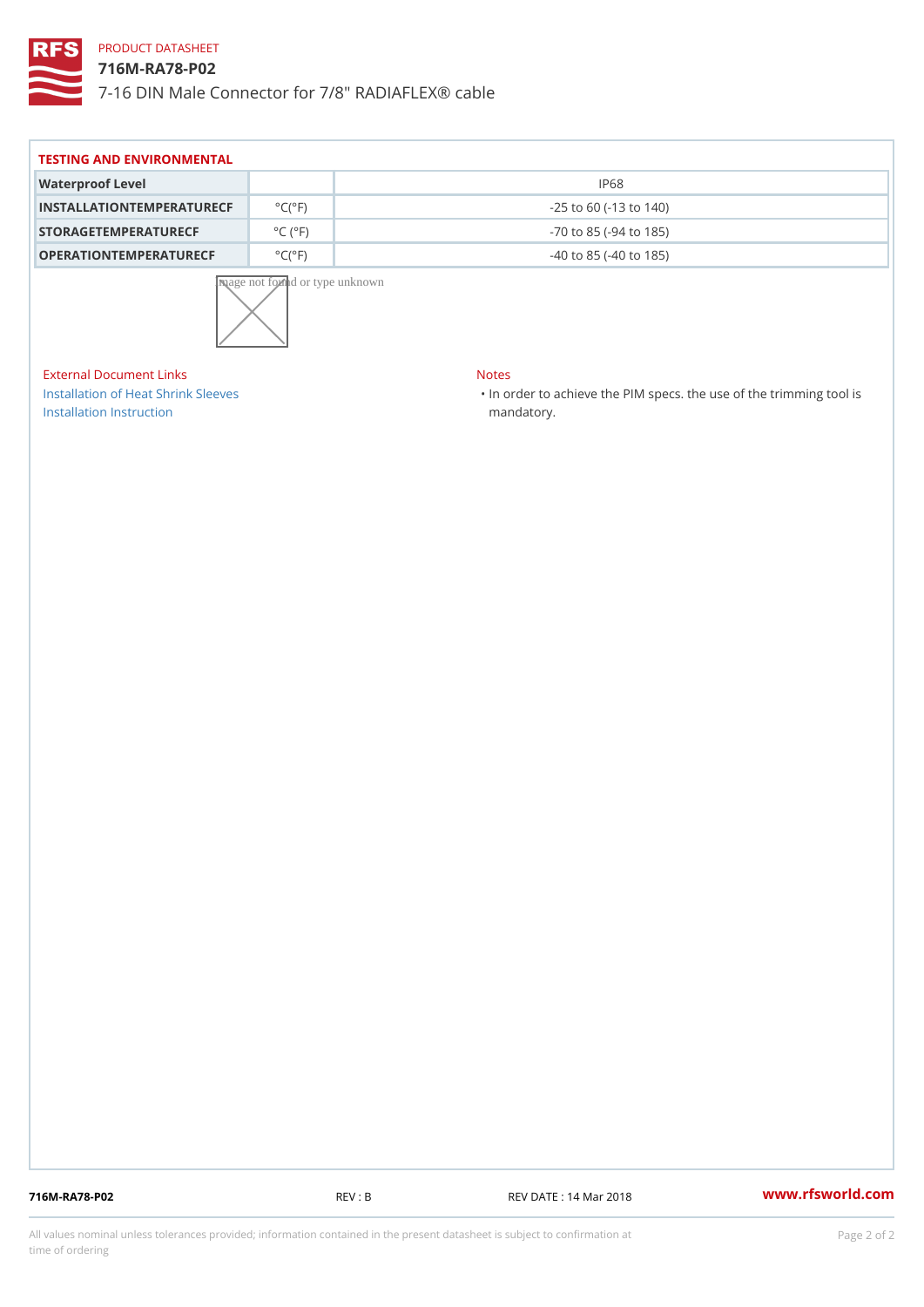## TESTING AND ENVIRONMENTAL

| | | |
|---|---|---|
| Waterproof Level | | IP68 |
| INSTALLATIONTEMPERATURECF | °C(°F) | -25 to 60 (-13 to 140) |
| STORAGETEMPERATURECF | °C (°F) | -70 to 85 (-94 to 185) |
| OPERATIONTEMPERATURECF | °C(°F) | -40 to 85 (-40 to 185) |

Image not found or type unknown

### External Document Links

Installation of Heat Shrink Sleeves
Installation Instruction

### Notes

- In order to achieve the PIM specs. the use of the trimming tool is mandatory.

716M-RA78-P02 REV : B REV DATE : 14 Mar 2018 www.rfsworld.com

All values nominal unless tolerances provided; information contained in the present datasheet is subject to confirmation at time of ordering